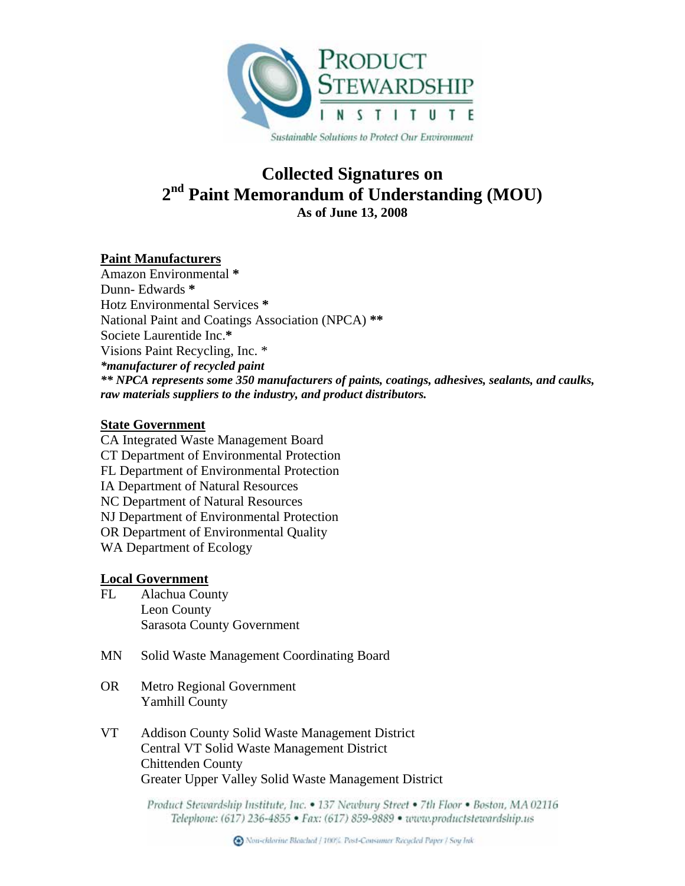# Collected Signatures on 2nd Paint Memorandum of Understanding (MOU)

**As of June 13, 2008**

**Paint Manufacturers**

Amazon Environmental *
Dunn- Edwards *
Hotz Environmental Services *
National Paint and Coatings Association (NPCA) **
Societe Laurentide Inc.*
Visions Paint Recycling, Inc. *
***manufacturer of recycled paint***
***\*\* NPCA represents some 350 manufacturers of paints, coatings, adhesives, sealants, and caulks, raw materials suppliers to the industry, and product distributors.***

**State Government**

CA Integrated Waste Management Board
CT Department of Environmental Protection
FL Department of Environmental Protection
IA Department of Natural Resources
NC Department of Natural Resources
NJ Department of Environmental Protection
OR Department of Environmental Quality
WA Department of Ecology

**Local Government**

FL
- Alachua County
- Leon County
- Sarasota County Government

MN
- Solid Waste Management Coordinating Board

OR
- Metro Regional Government
- Yamhill County

VT
- Addison County Solid Waste Management District
- Central VT Solid Waste Management District
- Chittenden County
- Greater Upper Valley Solid Waste Management District

Product Stewardship Institute, Inc. • 137 Newbury Street • 7th Floor • Boston, MA 02116
Telephone: (617) 236-4855 • Fax: (617) 859-9889 • www.productstewardship.us

Non-chlorine Bleached / 100% Post-Consumer Recycled Paper / Soy Ink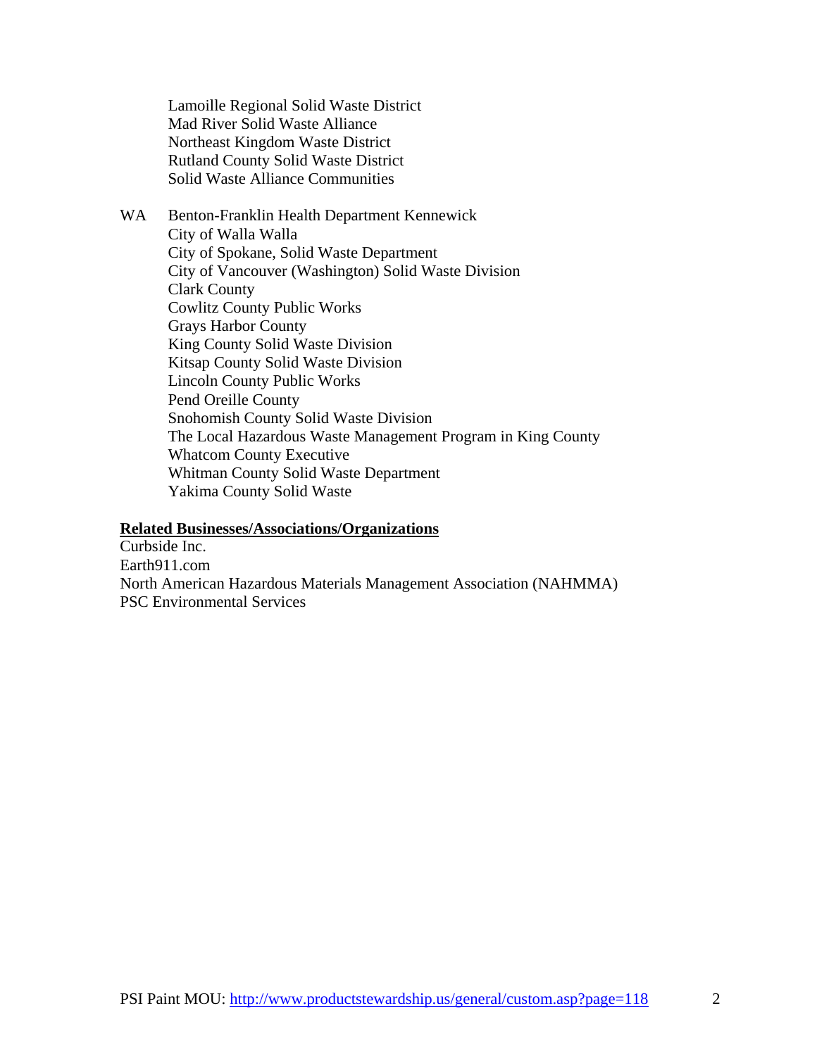Lamoille Regional Solid Waste District
Mad River Solid Waste Alliance
Northeast Kingdom Waste District
Rutland County Solid Waste District
Solid Waste Alliance Communities

WA Benton-Franklin Health Department Kennewick
City of Walla Walla
City of Spokane, Solid Waste Department
City of Vancouver (Washington) Solid Waste Division
Clark County
Cowlitz County Public Works
Grays Harbor County
King County Solid Waste Division
Kitsap County Solid Waste Division
Lincoln County Public Works
Pend Oreille County
Snohomish County Solid Waste Division
The Local Hazardous Waste Management Program in King County
Whatcom County Executive
Whitman County Solid Waste Department
Yakima County Solid Waste

**Related Businesses/Associations/Organizations**

Curbside Inc.
Earth911.com
North American Hazardous Materials Management Association (NAHMMA)
PSC Environmental Services